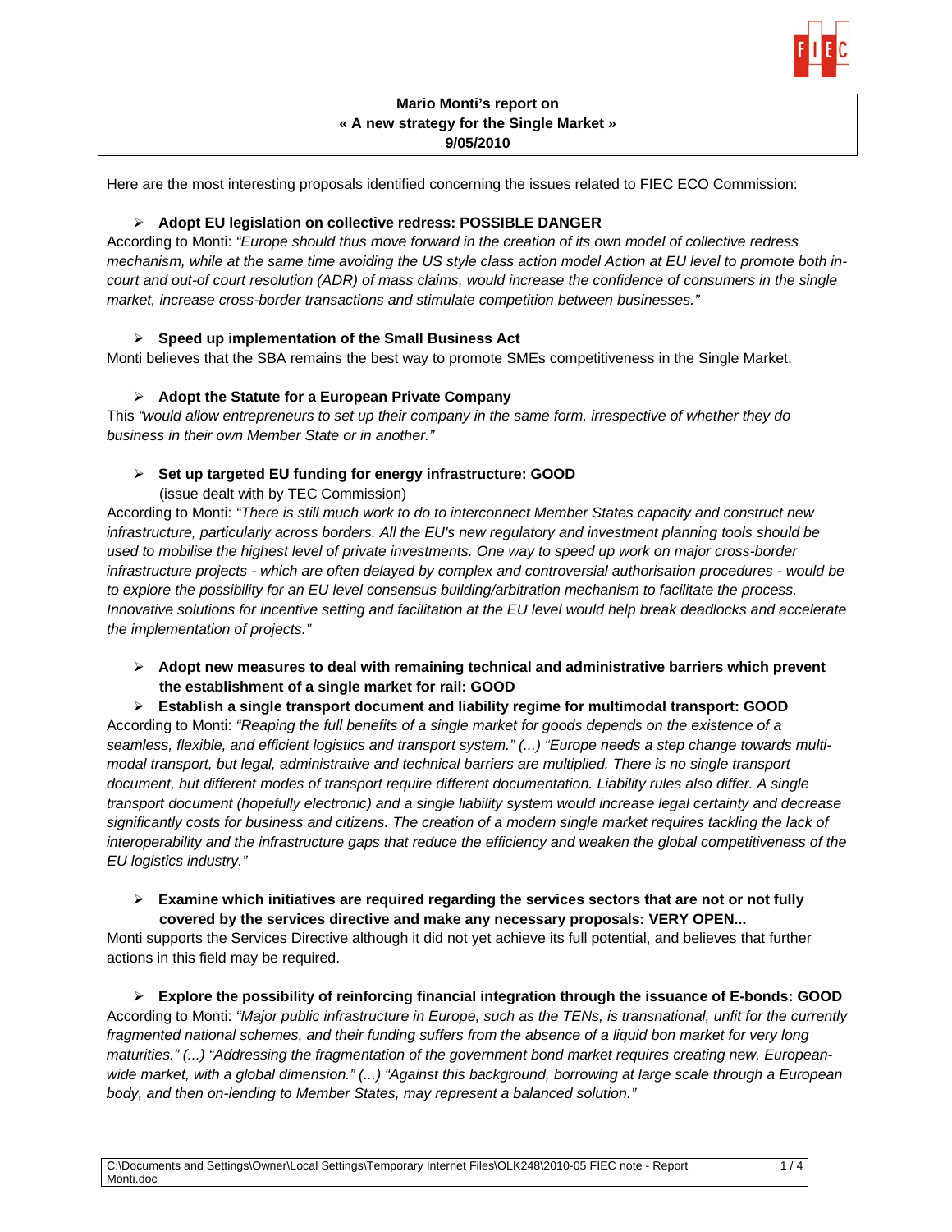**Mario Monti's report on**
**« A new strategy for the Single Market »**
**9/05/2010**

Here are the most interesting proposals identified concerning the issues related to FIEC ECO Commission:

- **Adopt EU legislation on collective redress: POSSIBLE DANGER**

According to Monti: *"Europe should thus move forward in the creation of its own model of collective redress mechanism, while at the same time avoiding the US style class action model Action at EU level to promote both in-court and out-of court resolution (ADR) of mass claims, would increase the confidence of consumers in the single market, increase cross-border transactions and stimulate competition between businesses."*

- **Speed up implementation of the Small Business Act**

Monti believes that the SBA remains the best way to promote SMEs competitiveness in the Single Market.

- **Adopt the Statute for a European Private Company**

This *"would allow entrepreneurs to set up their company in the same form, irrespective of whether they do business in their own Member State or in another."*

- **Set up targeted EU funding for energy infrastructure: GOOD**
  (issue dealt with by TEC Commission)

According to Monti: *"There is still much work to do to interconnect Member States capacity and construct new infrastructure, particularly across borders. All the EU's new regulatory and investment planning tools should be used to mobilise the highest level of private investments. One way to speed up work on major cross-border infrastructure projects - which are often delayed by complex and controversial authorisation procedures - would be to explore the possibility for an EU level consensus building/arbitration mechanism to facilitate the process. Innovative solutions for incentive setting and facilitation at the EU level would help break deadlocks and accelerate the implementation of projects."*

- **Adopt new measures to deal with remaining technical and administrative barriers which prevent the establishment of a single market for rail: GOOD**
- **Establish a single transport document and liability regime for multimodal transport: GOOD**

According to Monti: *"Reaping the full benefits of a single market for goods depends on the existence of a seamless, flexible, and efficient logistics and transport system." (...) "Europe needs a step change towards multi-modal transport, but legal, administrative and technical barriers are multiplied. There is no single transport document, but different modes of transport require different documentation. Liability rules also differ. A single transport document (hopefully electronic) and a single liability system would increase legal certainty and decrease significantly costs for business and citizens. The creation of a modern single market requires tackling the lack of interoperability and the infrastructure gaps that reduce the efficiency and weaken the global competitiveness of the EU logistics industry."*

- **Examine which initiatives are required regarding the services sectors that are not or not fully covered by the services directive and make any necessary proposals: VERY OPEN...**

Monti supports the Services Directive although it did not yet achieve its full potential, and believes that further actions in this field may be required.

- **Explore the possibility of reinforcing financial integration through the issuance of E-bonds: GOOD**

According to Monti: *"Major public infrastructure in Europe, such as the TENs, is transnational, unfit for the currently fragmented national schemes, and their funding suffers from the absence of a liquid bon market for very long maturities." (...) "Addressing the fragmentation of the government bond market requires creating new, European-wide market, with a global dimension." (...) "Against this background, borrowing at large scale through a European body, and then on-lending to Member States, may represent a balanced solution."*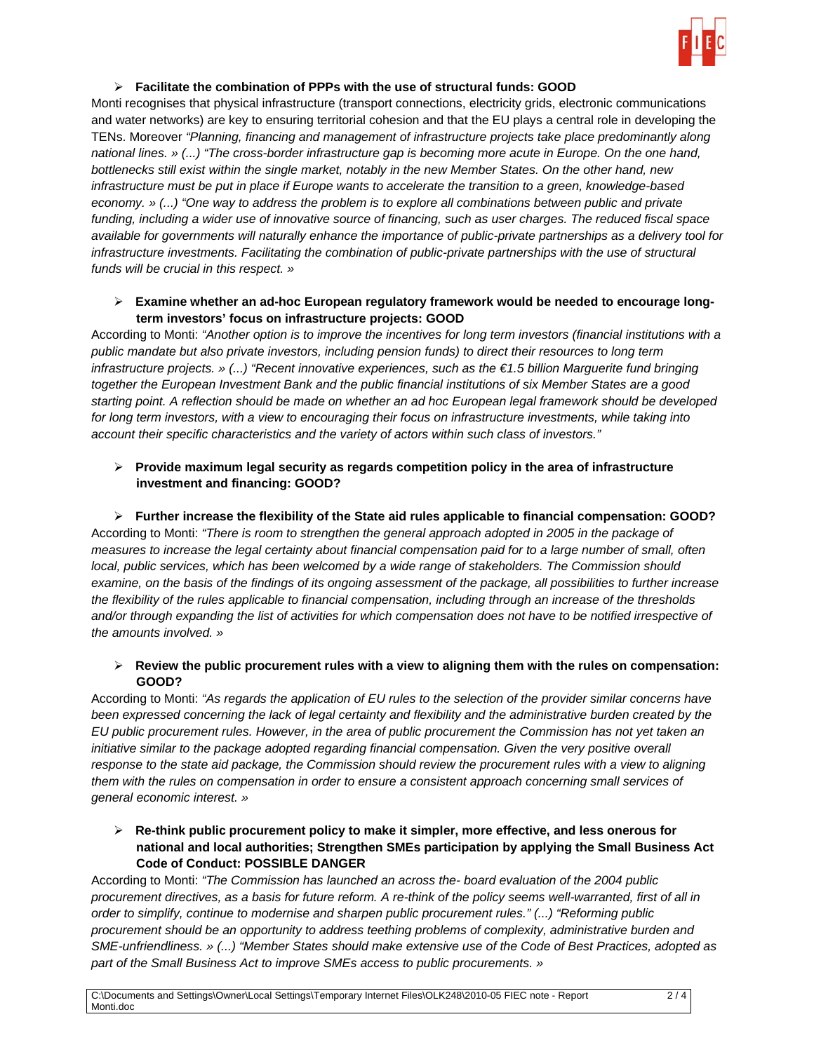- **Facilitate the combination of PPPs with the use of structural funds: GOOD**

Monti recognises that physical infrastructure (transport connections, electricity grids, electronic communications and water networks) are key to ensuring territorial cohesion and that the EU plays a central role in developing the TENs. Moreover *"Planning, financing and management of infrastructure projects take place predominantly along national lines. » (...) "The cross-border infrastructure gap is becoming more acute in Europe. On the one hand, bottlenecks still exist within the single market, notably in the new Member States. On the other hand, new infrastructure must be put in place if Europe wants to accelerate the transition to a green, knowledge-based economy. » (...) "One way to address the problem is to explore all combinations between public and private funding, including a wider use of innovative source of financing, such as user charges. The reduced fiscal space available for governments will naturally enhance the importance of public-private partnerships as a delivery tool for infrastructure investments. Facilitating the combination of public-private partnerships with the use of structural funds will be crucial in this respect. »*

- **Examine whether an ad-hoc European regulatory framework would be needed to encourage long-term investors' focus on infrastructure projects: GOOD**

According to Monti: *"Another option is to improve the incentives for long term investors (financial institutions with a public mandate but also private investors, including pension funds) to direct their resources to long term infrastructure projects. » (...) "Recent innovative experiences, such as the €1.5 billion Marguerite fund bringing together the European Investment Bank and the public financial institutions of six Member States are a good starting point. A reflection should be made on whether an ad hoc European legal framework should be developed for long term investors, with a view to encouraging their focus on infrastructure investments, while taking into account their specific characteristics and the variety of actors within such class of investors."*

- **Provide maximum legal security as regards competition policy in the area of infrastructure investment and financing: GOOD?**

- **Further increase the flexibility of the State aid rules applicable to financial compensation: GOOD?**

According to Monti: *"There is room to strengthen the general approach adopted in 2005 in the package of measures to increase the legal certainty about financial compensation paid for to a large number of small, often local, public services, which has been welcomed by a wide range of stakeholders. The Commission should examine, on the basis of the findings of its ongoing assessment of the package, all possibilities to further increase the flexibility of the rules applicable to financial compensation, including through an increase of the thresholds and/or through expanding the list of activities for which compensation does not have to be notified irrespective of the amounts involved. »*

- **Review the public procurement rules with a view to aligning them with the rules on compensation: GOOD?**

According to Monti: *"As regards the application of EU rules to the selection of the provider similar concerns have been expressed concerning the lack of legal certainty and flexibility and the administrative burden created by the EU public procurement rules. However, in the area of public procurement the Commission has not yet taken an initiative similar to the package adopted regarding financial compensation. Given the very positive overall response to the state aid package, the Commission should review the procurement rules with a view to aligning them with the rules on compensation in order to ensure a consistent approach concerning small services of general economic interest. »*

- **Re-think public procurement policy to make it simpler, more effective, and less onerous for national and local authorities; Strengthen SMEs participation by applying the Small Business Act Code of Conduct: POSSIBLE DANGER**

According to Monti: *"The Commission has launched an across the- board evaluation of the 2004 public procurement directives, as a basis for future reform. A re-think of the policy seems well-warranted, first of all in order to simplify, continue to modernise and sharpen public procurement rules." (...) "Reforming public procurement should be an opportunity to address teething problems of complexity, administrative burden and SME-unfriendliness. » (...) "Member States should make extensive use of the Code of Best Practices, adopted as part of the Small Business Act to improve SMEs access to public procurements. »*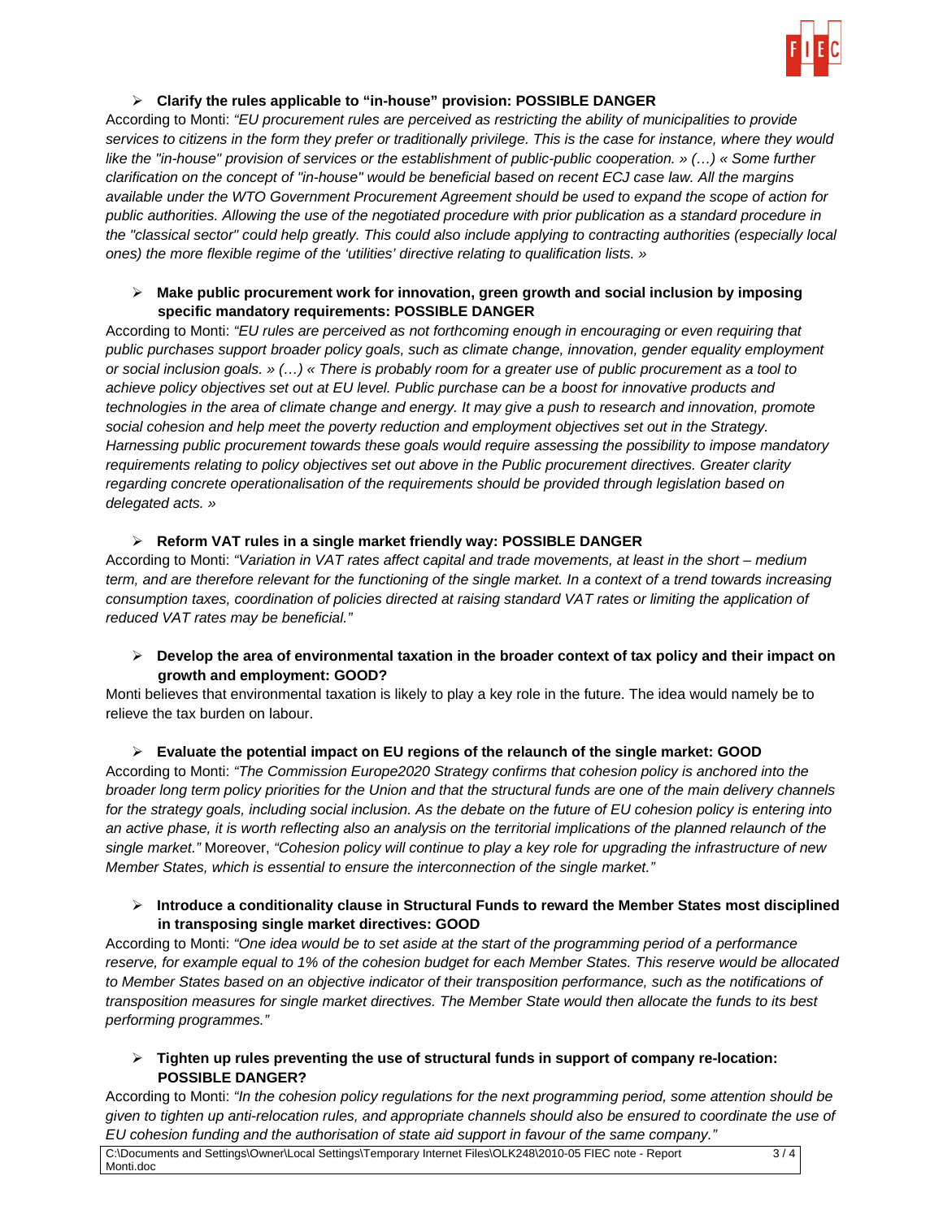- **Clarify the rules applicable to "in-house" provision: POSSIBLE DANGER**

According to Monti: *"EU procurement rules are perceived as restricting the ability of municipalities to provide services to citizens in the form they prefer or traditionally privilege. This is the case for instance, where they would like the "in-house" provision of services or the establishment of public-public cooperation. » (…) « Some further clarification on the concept of "in-house" would be beneficial based on recent ECJ case law. All the margins available under the WTO Government Procurement Agreement should be used to expand the scope of action for public authorities. Allowing the use of the negotiated procedure with prior publication as a standard procedure in the "classical sector" could help greatly. This could also include applying to contracting authorities (especially local ones) the more flexible regime of the 'utilities' directive relating to qualification lists. »*

- **Make public procurement work for innovation, green growth and social inclusion by imposing specific mandatory requirements: POSSIBLE DANGER**

According to Monti: *"EU rules are perceived as not forthcoming enough in encouraging or even requiring that public purchases support broader policy goals, such as climate change, innovation, gender equality employment or social inclusion goals. » (…) « There is probably room for a greater use of public procurement as a tool to achieve policy objectives set out at EU level. Public purchase can be a boost for innovative products and technologies in the area of climate change and energy. It may give a push to research and innovation, promote social cohesion and help meet the poverty reduction and employment objectives set out in the Strategy. Harnessing public procurement towards these goals would require assessing the possibility to impose mandatory requirements relating to policy objectives set out above in the Public procurement directives. Greater clarity regarding concrete operationalisation of the requirements should be provided through legislation based on delegated acts. »*

- **Reform VAT rules in a single market friendly way: POSSIBLE DANGER**

According to Monti: *"Variation in VAT rates affect capital and trade movements, at least in the short – medium term, and are therefore relevant for the functioning of the single market. In a context of a trend towards increasing consumption taxes, coordination of policies directed at raising standard VAT rates or limiting the application of reduced VAT rates may be beneficial."*

- **Develop the area of environmental taxation in the broader context of tax policy and their impact on growth and employment: GOOD?**

Monti believes that environmental taxation is likely to play a key role in the future. The idea would namely be to relieve the tax burden on labour.

- **Evaluate the potential impact on EU regions of the relaunch of the single market: GOOD**

According to Monti: *"The Commission Europe2020 Strategy confirms that cohesion policy is anchored into the broader long term policy priorities for the Union and that the structural funds are one of the main delivery channels for the strategy goals, including social inclusion. As the debate on the future of EU cohesion policy is entering into an active phase, it is worth reflecting also an analysis on the territorial implications of the planned relaunch of the single market."* Moreover, *"Cohesion policy will continue to play a key role for upgrading the infrastructure of new Member States, which is essential to ensure the interconnection of the single market."*

- **Introduce a conditionality clause in Structural Funds to reward the Member States most disciplined in transposing single market directives: GOOD**

According to Monti: *"One idea would be to set aside at the start of the programming period of a performance reserve, for example equal to 1% of the cohesion budget for each Member States. This reserve would be allocated to Member States based on an objective indicator of their transposition performance, such as the notifications of transposition measures for single market directives. The Member State would then allocate the funds to its best performing programmes."*

- **Tighten up rules preventing the use of structural funds in support of company re-location: POSSIBLE DANGER?**

According to Monti: *"In the cohesion policy regulations for the next programming period, some attention should be given to tighten up anti-relocation rules, and appropriate channels should also be ensured to coordinate the use of EU cohesion funding and the authorisation of state aid support in favour of the same company."*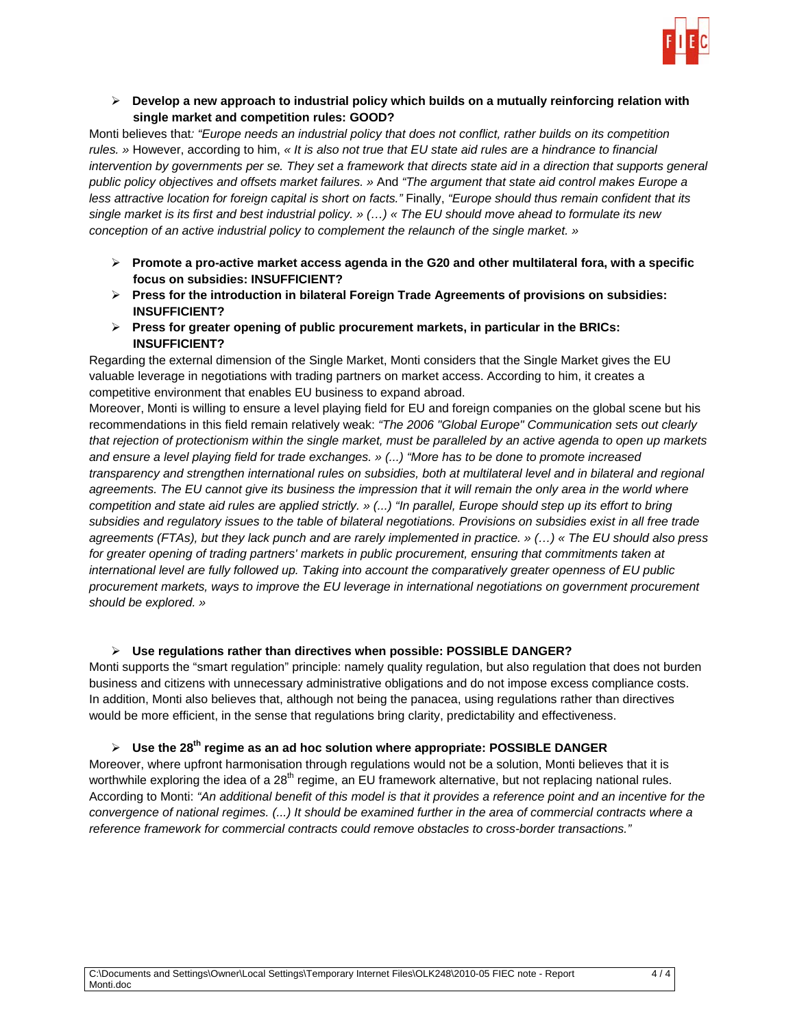- **Develop a new approach to industrial policy which builds on a mutually reinforcing relation with single market and competition rules: GOOD?**

Monti believes that*: "Europe needs an industrial policy that does not conflict, rather builds on its competition rules. »* However, according to him, *« It is also not true that EU state aid rules are a hindrance to financial intervention by governments per se. They set a framework that directs state aid in a direction that supports general public policy objectives and offsets market failures. »* And *"The argument that state aid control makes Europe a less attractive location for foreign capital is short on facts."* Finally, *"Europe should thus remain confident that its single market is its first and best industrial policy. » (…) « The EU should move ahead to formulate its new conception of an active industrial policy to complement the relaunch of the single market. »*

- **Promote a pro-active market access agenda in the G20 and other multilateral fora, with a specific focus on subsidies: INSUFFICIENT?**
- **Press for the introduction in bilateral Foreign Trade Agreements of provisions on subsidies: INSUFFICIENT?**
- **Press for greater opening of public procurement markets, in particular in the BRICs: INSUFFICIENT?**

Regarding the external dimension of the Single Market, Monti considers that the Single Market gives the EU valuable leverage in negotiations with trading partners on market access. According to him, it creates a competitive environment that enables EU business to expand abroad.

Moreover, Monti is willing to ensure a level playing field for EU and foreign companies on the global scene but his recommendations in this field remain relatively weak: *"The 2006 "Global Europe" Communication sets out clearly that rejection of protectionism within the single market, must be paralleled by an active agenda to open up markets and ensure a level playing field for trade exchanges. » (...) "More has to be done to promote increased transparency and strengthen international rules on subsidies, both at multilateral level and in bilateral and regional agreements. The EU cannot give its business the impression that it will remain the only area in the world where competition and state aid rules are applied strictly. » (...) "In parallel, Europe should step up its effort to bring subsidies and regulatory issues to the table of bilateral negotiations. Provisions on subsidies exist in all free trade agreements (FTAs), but they lack punch and are rarely implemented in practice. » (…) « The EU should also press for greater opening of trading partners' markets in public procurement, ensuring that commitments taken at international level are fully followed up. Taking into account the comparatively greater openness of EU public procurement markets, ways to improve the EU leverage in international negotiations on government procurement should be explored. »*

- **Use regulations rather than directives when possible: POSSIBLE DANGER?**

Monti supports the "smart regulation" principle: namely quality regulation, but also regulation that does not burden business and citizens with unnecessary administrative obligations and do not impose excess compliance costs. In addition, Monti also believes that, although not being the panacea, using regulations rather than directives would be more efficient, in the sense that regulations bring clarity, predictability and effectiveness.

- **Use the 28th regime as an ad hoc solution where appropriate: POSSIBLE DANGER**

Moreover, where upfront harmonisation through regulations would not be a solution, Monti believes that it is worthwhile exploring the idea of a 28th regime, an EU framework alternative, but not replacing national rules. According to Monti: *"An additional benefit of this model is that it provides a reference point and an incentive for the convergence of national regimes. (...) It should be examined further in the area of commercial contracts where a reference framework for commercial contracts could remove obstacles to cross-border transactions."*